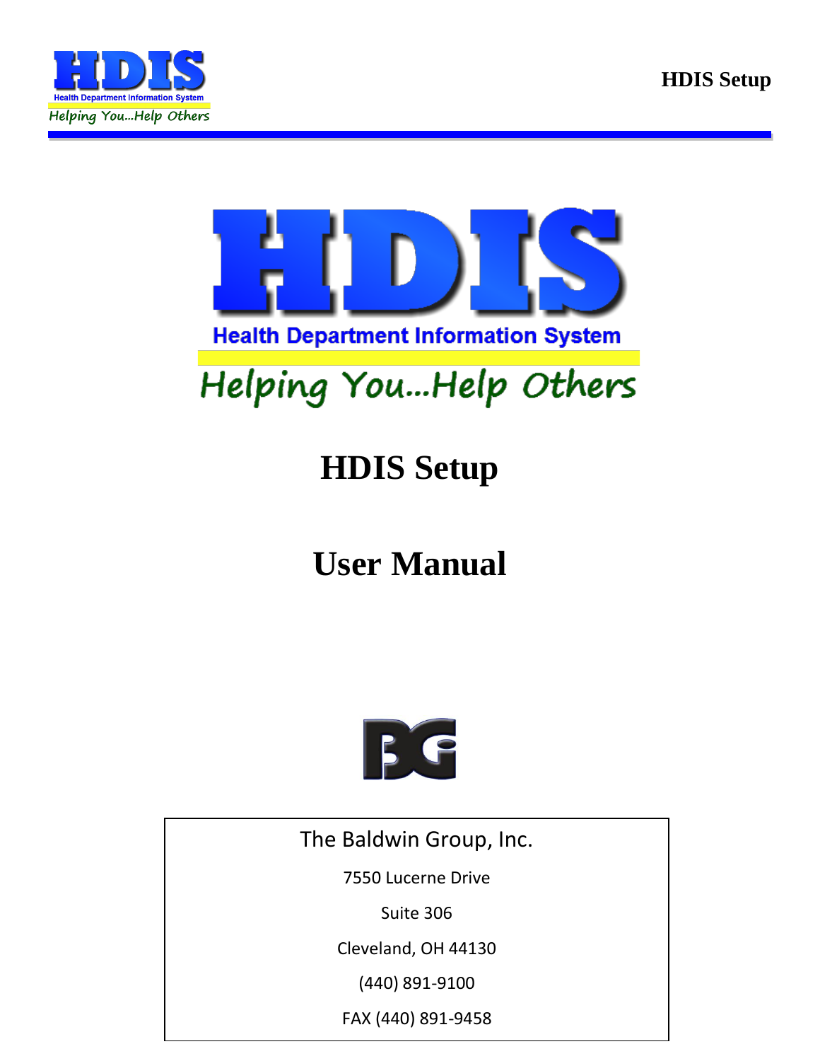# HDIS

Health Department Information System

*Helping You...Help Others*

# HDIS Setup

# User Manual

BG

The Baldwin Group, Inc.

7550 Lucerne Drive

Suite 306

Cleveland, OH 44130

(440) 891-9100

FAX (440) 891-9458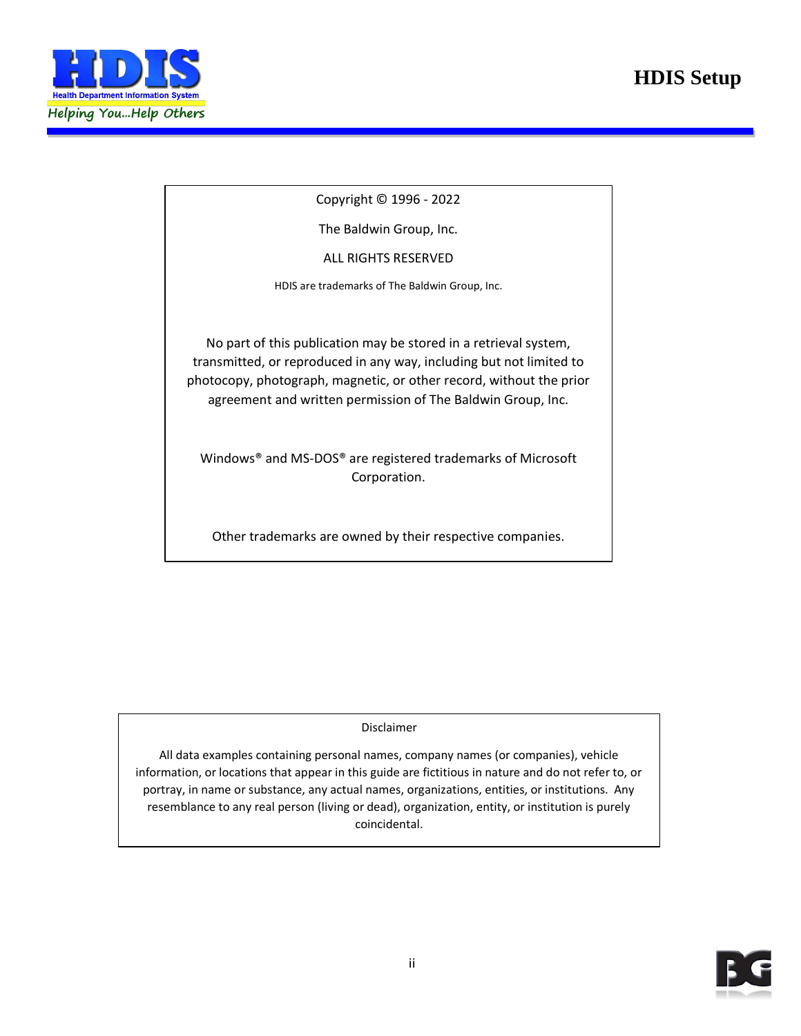Copyright © 1996 - 2022

The Baldwin Group, Inc.

ALL RIGHTS RESERVED

HDIS are trademarks of The Baldwin Group, Inc.

No part of this publication may be stored in a retrieval system, transmitted, or reproduced in any way, including but not limited to photocopy, photograph, magnetic, or other record, without the prior agreement and written permission of The Baldwin Group, Inc.

Windows® and MS-DOS® are registered trademarks of Microsoft Corporation.

Other trademarks are owned by their respective companies.

Disclaimer

All data examples containing personal names, company names (or companies), vehicle information, or locations that appear in this guide are fictitious in nature and do not refer to, or portray, in name or substance, any actual names, organizations, entities, or institutions. Any resemblance to any real person (living or dead), organization, entity, or institution is purely coincidental.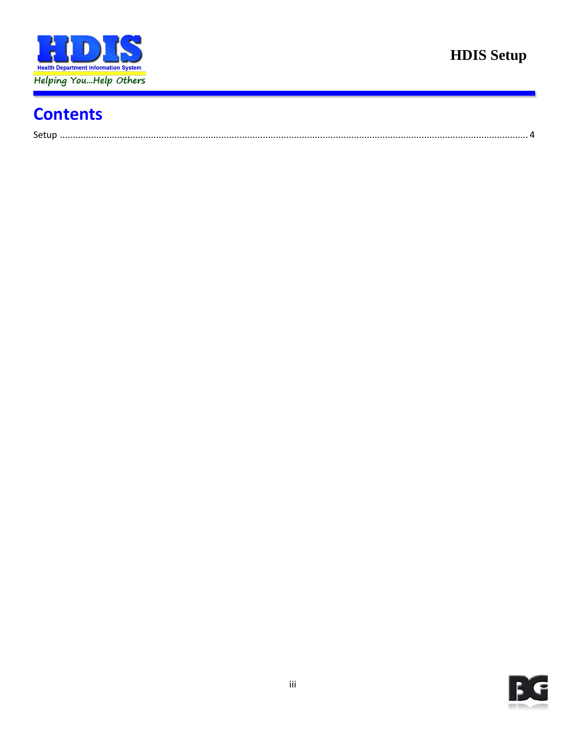# Contents

Setup ........................................................................................................................................................................ 4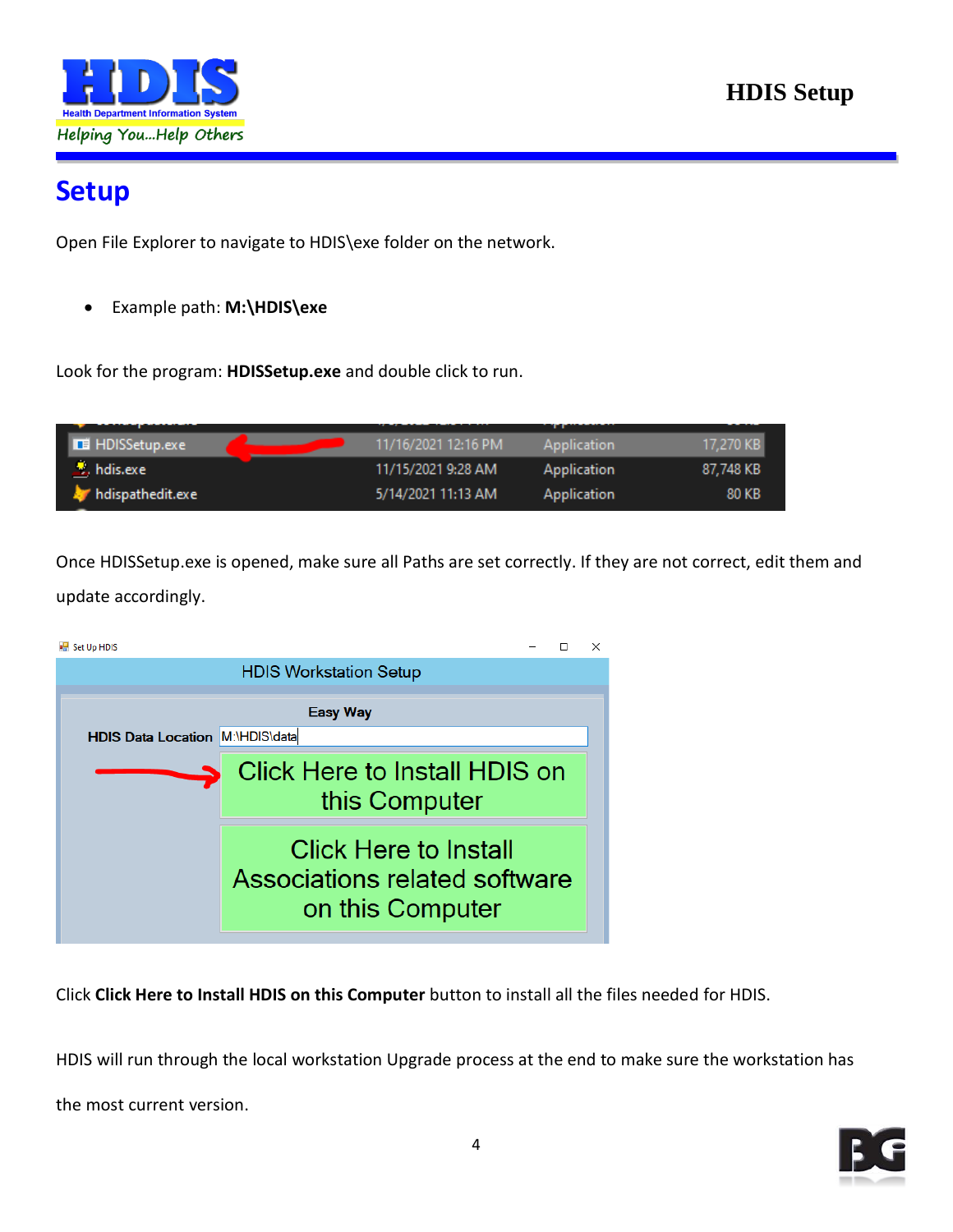# Setup

Open File Explorer to navigate to HDIS\exe folder on the network.

- Example path: **M:\HDIS\exe**

Look for the program: **HDISSetup.exe** and double click to run.

Once HDISSetup.exe is opened, make sure all Paths are set correctly. If they are not correct, edit them and update accordingly.

Click **Click Here to Install HDIS on this Computer** button to install all the files needed for HDIS.

HDIS will run through the local workstation Upgrade process at the end to make sure the workstation has the most current version.